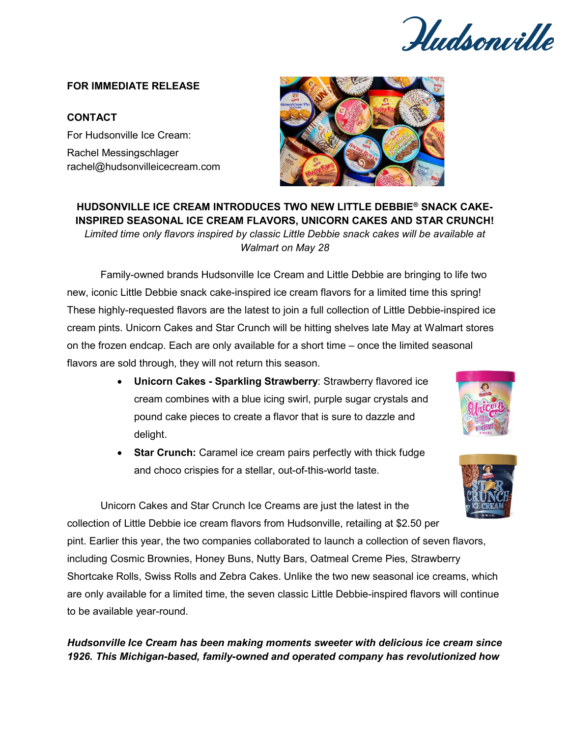Hudsonville

**FOR IMMEDIATE RELEASE**

**CONTACT**

For Hudsonville Ice Cream:

Rachel Messingschlager

rachel@hudsonvilleicecream.com

**HUDSONVILLE ICE CREAM INTRODUCES TWO NEW LITTLE DEBBIE® SNACK CAKE-INSPIRED SEASONAL ICE CREAM FLAVORS, UNICORN CAKES AND STAR CRUNCH!**

*Limited time only flavors inspired by classic Little Debbie snack cakes will be available at Walmart on May 28*

Family-owned brands Hudsonville Ice Cream and Little Debbie are bringing to life two new, iconic Little Debbie snack cake-inspired ice cream flavors for a limited time this spring! These highly-requested flavors are the latest to join a full collection of Little Debbie-inspired ice cream pints. Unicorn Cakes and Star Crunch will be hitting shelves late May at Walmart stores on the frozen endcap. Each are only available for a short time – once the limited seasonal flavors are sold through, they will not return this season.

- **Unicorn Cakes - Sparkling Strawberry**: Strawberry flavored ice cream combines with a blue icing swirl, purple sugar crystals and pound cake pieces to create a flavor that is sure to dazzle and delight.
- **Star Crunch:** Caramel ice cream pairs perfectly with thick fudge and choco crispies for a stellar, out-of-this-world taste.

Unicorn Cakes and Star Crunch Ice Creams are just the latest in the collection of Little Debbie ice cream flavors from Hudsonville, retailing at $2.50 per pint. Earlier this year, the two companies collaborated to launch a collection of seven flavors, including Cosmic Brownies, Honey Buns, Nutty Bars, Oatmeal Creme Pies, Strawberry Shortcake Rolls, Swiss Rolls and Zebra Cakes. Unlike the two new seasonal ice creams, which are only available for a limited time, the seven classic Little Debbie-inspired flavors will continue to be available year-round.

***Hudsonville Ice Cream has been making moments sweeter with delicious ice cream since 1926. This Michigan-based, family-owned and operated company has revolutionized how***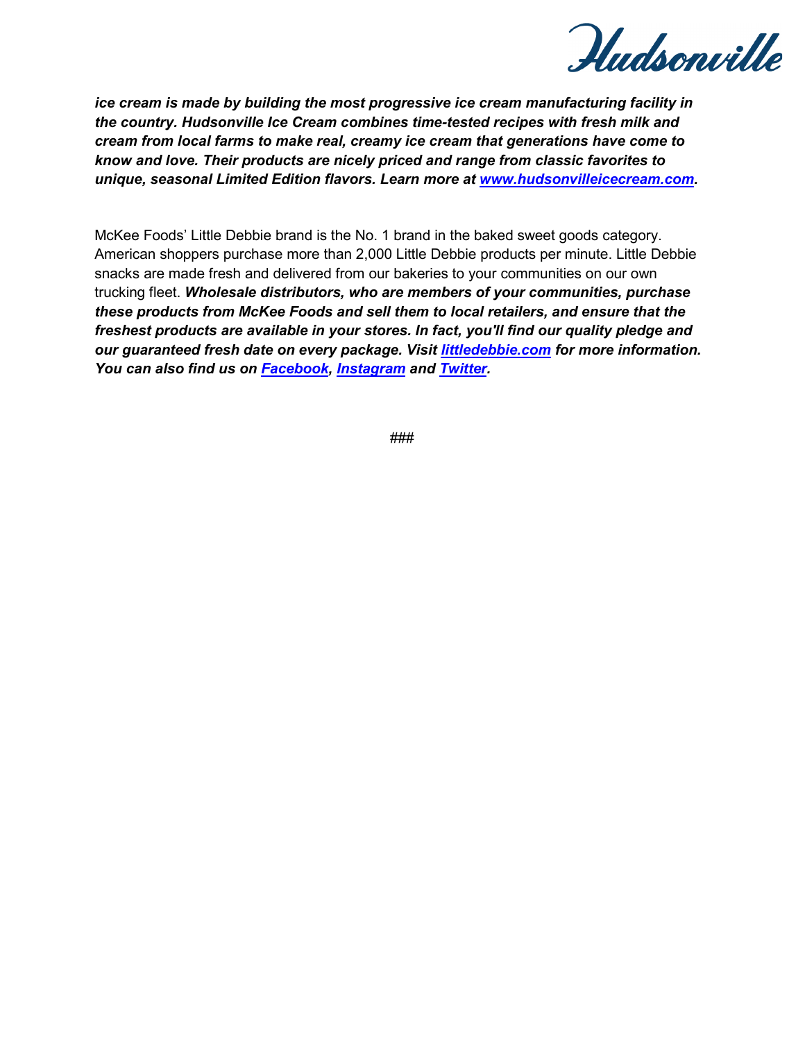***ice cream is made by building the most progressive ice cream manufacturing facility in the country. Hudsonville Ice Cream combines time-tested recipes with fresh milk and cream from local farms to make real, creamy ice cream that generations have come to know and love. Their products are nicely priced and range from classic favorites to unique, seasonal Limited Edition flavors. Learn more at [www.hudsonvilleicecream.com](www.hudsonvilleicecream.com).***

McKee Foods' Little Debbie brand is the No. 1 brand in the baked sweet goods category. American shoppers purchase more than 2,000 Little Debbie products per minute. Little Debbie snacks are made fresh and delivered from our bakeries to your communities on our own trucking fleet. ***Wholesale distributors, who are members of your communities, purchase these products from McKee Foods and sell them to local retailers, and ensure that the freshest products are available in your stores. In fact, you'll find our quality pledge and our guaranteed fresh date on every package. Visit [littledebbie.com](littledebbie.com) for more information. You can also find us on Facebook, Instagram and Twitter.***

###